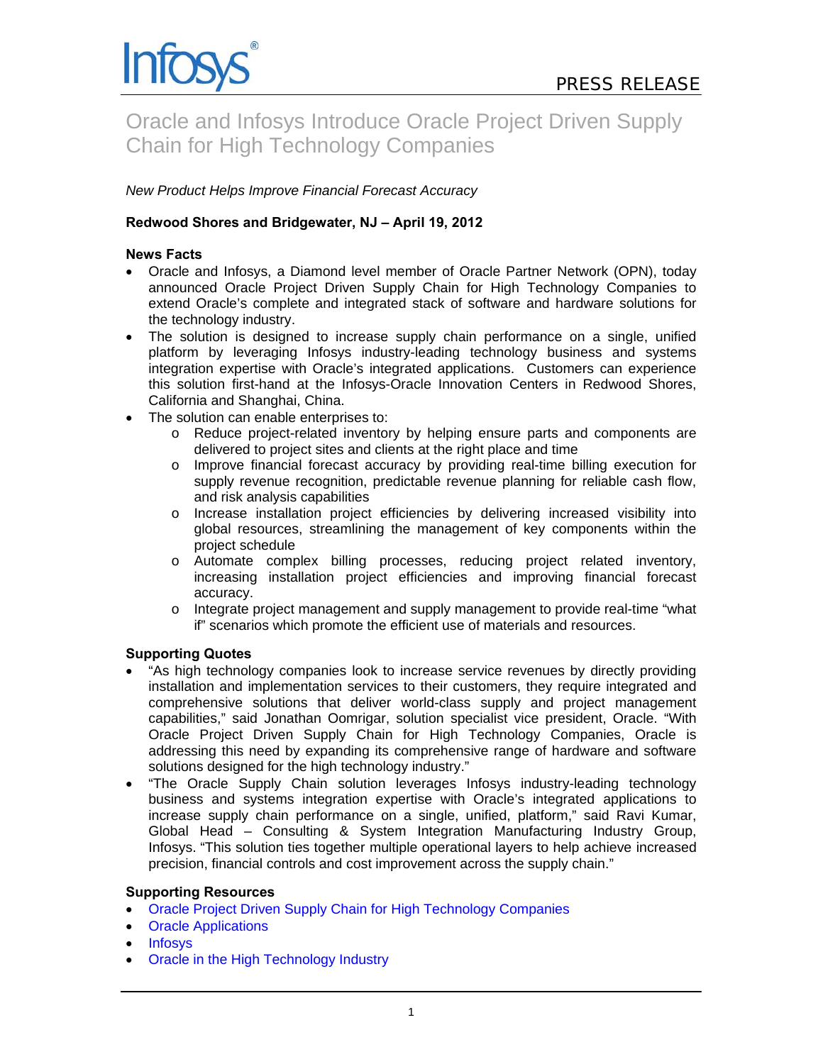Infosys®

PRESS RELEASE

# Oracle and Infosys Introduce Oracle Project Driven Supply Chain for High Technology Companies

*New Product Helps Improve Financial Forecast Accuracy*

**Redwood Shores and Bridgewater, NJ – April 19, 2012**

**News Facts**

- Oracle and Infosys, a Diamond level member of Oracle Partner Network (OPN), today announced Oracle Project Driven Supply Chain for High Technology Companies to extend Oracle's complete and integrated stack of software and hardware solutions for the technology industry.
- The solution is designed to increase supply chain performance on a single, unified platform by leveraging Infosys industry-leading technology business and systems integration expertise with Oracle's integrated applications. Customers can experience this solution first-hand at the Infosys-Oracle Innovation Centers in Redwood Shores, California and Shanghai, China.
- The solution can enable enterprises to:
    - Reduce project-related inventory by helping ensure parts and components are delivered to project sites and clients at the right place and time
    - Improve financial forecast accuracy by providing real-time billing execution for supply revenue recognition, predictable revenue planning for reliable cash flow, and risk analysis capabilities
    - Increase installation project efficiencies by delivering increased visibility into global resources, streamlining the management of key components within the project schedule
    - Automate complex billing processes, reducing project related inventory, increasing installation project efficiencies and improving financial forecast accuracy.
    - Integrate project management and supply management to provide real-time "what if" scenarios which promote the efficient use of materials and resources.

**Supporting Quotes**

- "As high technology companies look to increase service revenues by directly providing installation and implementation services to their customers, they require integrated and comprehensive solutions that deliver world-class supply and project management capabilities," said Jonathan Oomrigar, solution specialist vice president, Oracle. "With Oracle Project Driven Supply Chain for High Technology Companies, Oracle is addressing this need by expanding its comprehensive range of hardware and software solutions designed for the high technology industry."
- "The Oracle Supply Chain solution leverages Infosys industry-leading technology business and systems integration expertise with Oracle's integrated applications to increase supply chain performance on a single, unified, platform," said Ravi Kumar, Global Head – Consulting & System Integration Manufacturing Industry Group, Infosys. "This solution ties together multiple operational layers to help achieve increased precision, financial controls and cost improvement across the supply chain."

**Supporting Resources**

- Oracle Project Driven Supply Chain for High Technology Companies
- Oracle Applications
- Infosys
- Oracle in the High Technology Industry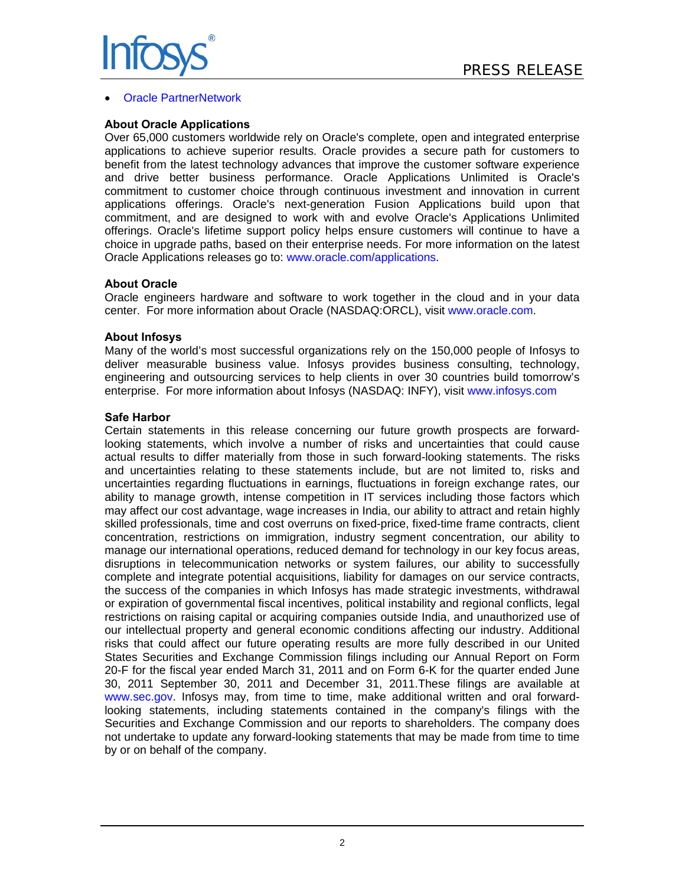- Oracle PartnerNetwork

**About Oracle Applications**
Over 65,000 customers worldwide rely on Oracle's complete, open and integrated enterprise applications to achieve superior results. Oracle provides a secure path for customers to benefit from the latest technology advances that improve the customer software experience and drive better business performance. Oracle Applications Unlimited is Oracle's commitment to customer choice through continuous investment and innovation in current applications offerings. Oracle's next-generation Fusion Applications build upon that commitment, and are designed to work with and evolve Oracle's Applications Unlimited offerings. Oracle's lifetime support policy helps ensure customers will continue to have a choice in upgrade paths, based on their enterprise needs. For more information on the latest Oracle Applications releases go to: www.oracle.com/applications.

**About Oracle**
Oracle engineers hardware and software to work together in the cloud and in your data center. For more information about Oracle (NASDAQ:ORCL), visit www.oracle.com.

**About Infosys**
Many of the world's most successful organizations rely on the 150,000 people of Infosys to deliver measurable business value. Infosys provides business consulting, technology, engineering and outsourcing services to help clients in over 30 countries build tomorrow's enterprise. For more information about Infosys (NASDAQ: INFY), visit www.infosys.com

**Safe Harbor**
Certain statements in this release concerning our future growth prospects are forward-looking statements, which involve a number of risks and uncertainties that could cause actual results to differ materially from those in such forward-looking statements. The risks and uncertainties relating to these statements include, but are not limited to, risks and uncertainties regarding fluctuations in earnings, fluctuations in foreign exchange rates, our ability to manage growth, intense competition in IT services including those factors which may affect our cost advantage, wage increases in India, our ability to attract and retain highly skilled professionals, time and cost overruns on fixed-price, fixed-time frame contracts, client concentration, restrictions on immigration, industry segment concentration, our ability to manage our international operations, reduced demand for technology in our key focus areas, disruptions in telecommunication networks or system failures, our ability to successfully complete and integrate potential acquisitions, liability for damages on our service contracts, the success of the companies in which Infosys has made strategic investments, withdrawal or expiration of governmental fiscal incentives, political instability and regional conflicts, legal restrictions on raising capital or acquiring companies outside India, and unauthorized use of our intellectual property and general economic conditions affecting our industry. Additional risks that could affect our future operating results are more fully described in our United States Securities and Exchange Commission filings including our Annual Report on Form 20-F for the fiscal year ended March 31, 2011 and on Form 6-K for the quarter ended June 30, 2011 September 30, 2011 and December 31, 2011.These filings are available at www.sec.gov. Infosys may, from time to time, make additional written and oral forward-looking statements, including statements contained in the company's filings with the Securities and Exchange Commission and our reports to shareholders. The company does not undertake to update any forward-looking statements that may be made from time to time by or on behalf of the company.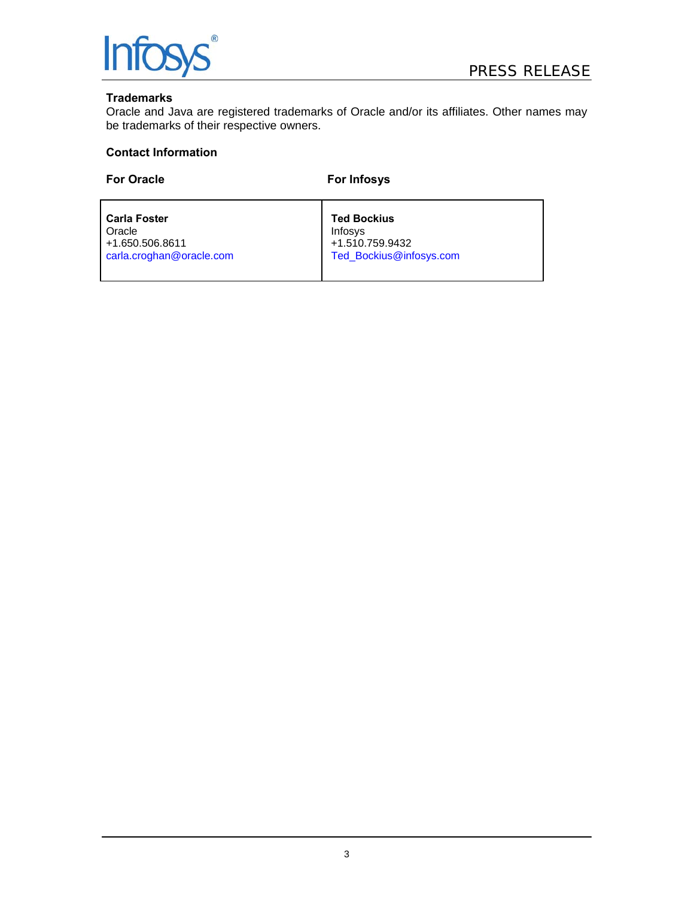**Trademarks**

Oracle and Java are registered trademarks of Oracle and/or its affiliates. Other names may be trademarks of their respective owners.

**Contact Information**

| For Oracle | For Infosys |
| --- | --- |
| **Carla Foster**<br>Oracle<br>+1.650.506.8611<br>carla.croghan@oracle.com | **Ted Bockius**<br>Infosys<br>+1.510.759.9432<br>Ted_Bockius@infosys.com |